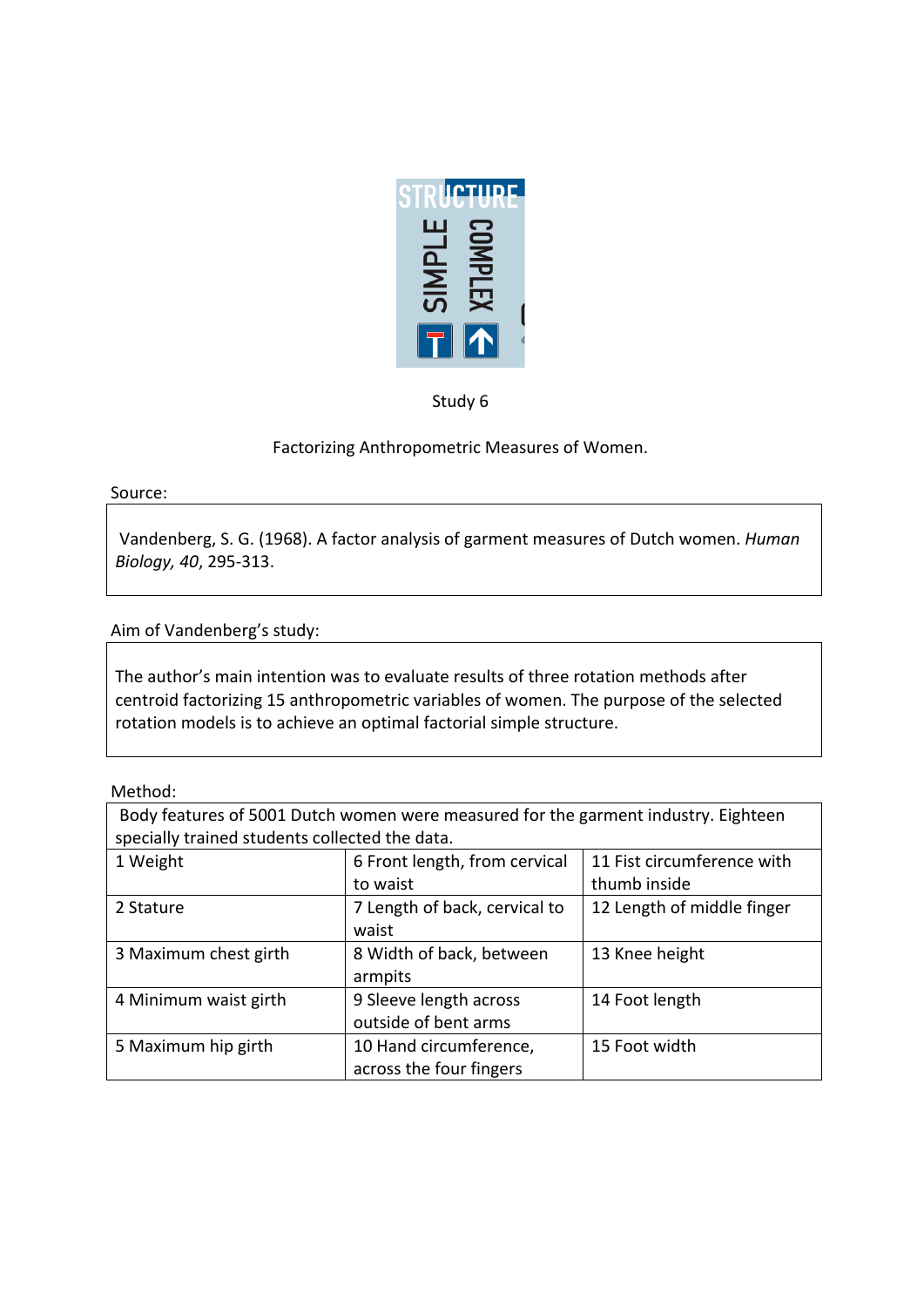Study 6

Factorizing Anthropometric Measures of Women.

Source:

| Vandenberg, S. G. (1968). A factor analysis of garment measures of Dutch women. *Human Biology, 40*, 295-313. |
|---|

Aim of Vandenberg's study:

| The author's main intention was to evaluate results of three rotation methods after centroid factorizing 15 anthropometric variables of women. The purpose of the selected rotation models is to achieve an optimal factorial simple structure. |
|---|

Method:

| Body features of 5001 Dutch women were measured for the garment industry. Eighteen specially trained students collected the data. | | |
|---|---|---|
| 1 Weight | 6 Front length, from cervical to waist | 11 Fist circumference with thumb inside |
| 2 Stature | 7 Length of back, cervical to waist | 12 Length of middle finger |
| 3 Maximum chest girth | 8 Width of back, between armpits | 13 Knee height |
| 4 Minimum waist girth | 9 Sleeve length across outside of bent arms | 14 Foot length |
| 5 Maximum hip girth | 10 Hand circumference, across the four fingers | 15 Foot width |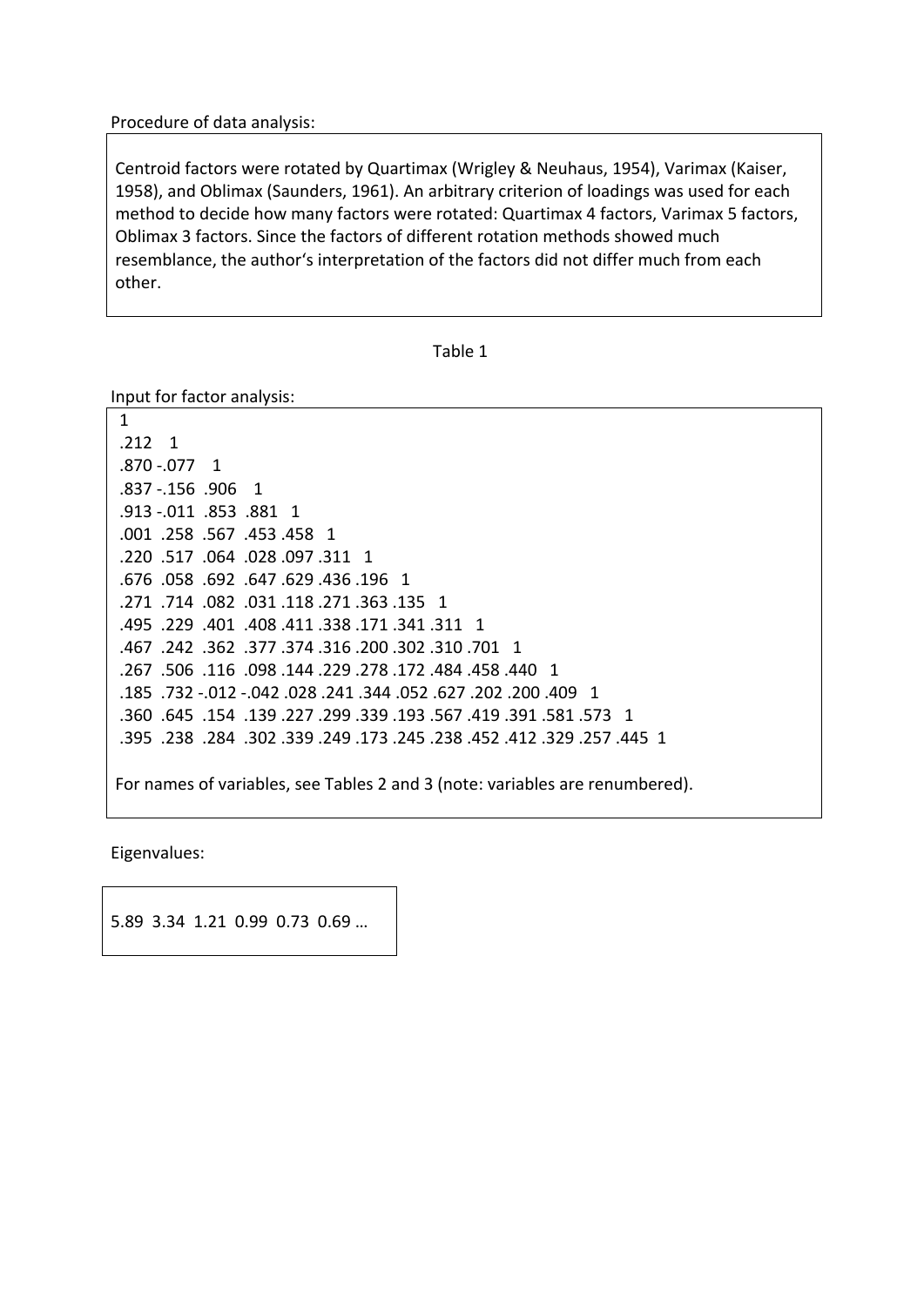Procedure of data analysis:

Centroid factors were rotated by Quartimax (Wrigley & Neuhaus, 1954), Varimax (Kaiser, 1958), and Oblimax (Saunders, 1961). An arbitrary criterion of loadings was used for each method to decide how many factors were rotated: Quartimax 4 factors, Varimax 5 factors, Oblimax 3 factors. Since the factors of different rotation methods showed much resemblance, the author's interpretation of the factors did not differ much from each other.

Table 1

Input for factor analysis:

```
 1
 .212   1
 .870 -.077   1
 .837 -.156  .906   1
 .913 -.011  .853  .881   1
 .001  .258  .567  .453 .458   1
 .220  .517  .064  .028 .097 .311   1
 .676  .058  .692  .647 .629 .436 .196   1
 .271  .714  .082  .031 .118 .271 .363 .135   1
 .495  .229  .401  .408 .411 .338 .171 .341 .311   1
 .467  .242  .362  .377 .374 .316 .200 .302 .310 .701   1
 .267  .506  .116  .098 .144 .229 .278 .172 .484 .458 .440   1
 .185  .732 -.012 -.042 .028 .241 .344 .052 .627 .202 .200 .409   1
 .360  .645  .154  .139 .227 .299 .339 .193 .567 .419 .391 .581 .573   1
 .395  .238  .284  .302 .339 .249 .173 .245 .238 .452 .412 .329 .257 .445  1
```

For names of variables, see Tables 2 and 3 (note: variables are renumbered).

Eigenvalues:

5.89  3.34  1.21  0.99  0.73  0.69 …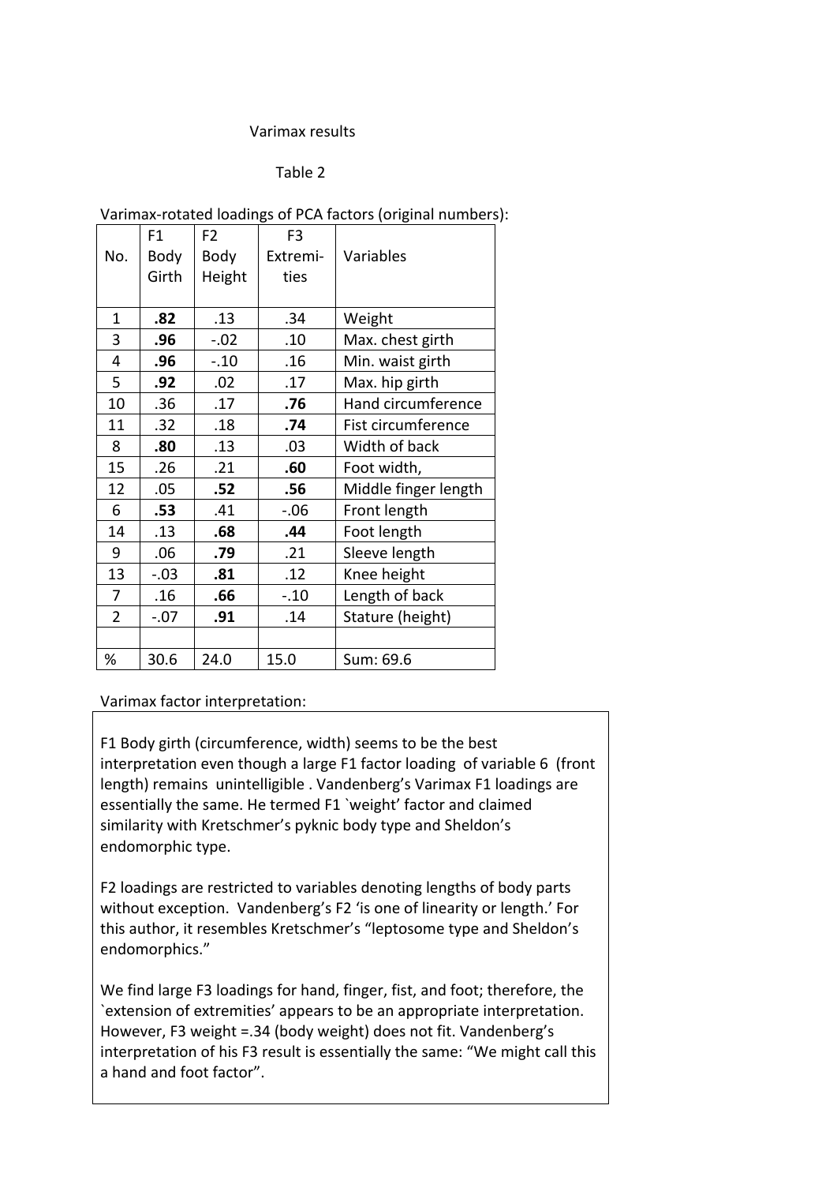Varimax results

Table 2

Varimax-rotated loadings of PCA factors (original numbers):

| No. | F1 Body Girth | F2 Body Height | F3 Extremi-ties | Variables |
|---|---|---|---|---|
| 1 | **.82** | .13 | .34 | Weight |
| 3 | **.96** | -.02 | .10 | Max. chest girth |
| 4 | **.96** | -.10 | .16 | Min. waist girth |
| 5 | **.92** | .02 | .17 | Max. hip girth |
| 10 | .36 | .17 | **.76** | Hand circumference |
| 11 | .32 | .18 | **.74** | Fist circumference |
| 8 | **.80** | .13 | .03 | Width of back |
| 15 | .26 | .21 | **.60** | Foot width, |
| 12 | .05 | **.52** | **.56** | Middle finger length |
| 6 | **.53** | .41 | -.06 | Front length |
| 14 | .13 | **.68** | **.44** | Foot length |
| 9 | .06 | **.79** | .21 | Sleeve length |
| 13 | -.03 | **.81** | .12 | Knee height |
| 7 | .16 | **.66** | -.10 | Length of back |
| 2 | -.07 | **.91** | .14 | Stature (height) |
| | | | | |
| % | 30.6 | 24.0 | 15.0 | Sum: 69.6 |

Varimax factor interpretation:

F1 Body girth (circumference, width) seems to be the best interpretation even though a large F1 factor loading of variable 6 (front length) remains unintelligible . Vandenberg's Varimax F1 loadings are essentially the same. He termed F1 `weight' factor and claimed similarity with Kretschmer's pyknic body type and Sheldon's endomorphic type.

F2 loadings are restricted to variables denoting lengths of body parts without exception. Vandenberg's F2 'is one of linearity or length.' For this author, it resembles Kretschmer's "leptosome type and Sheldon's endomorphics."

We find large F3 loadings for hand, finger, fist, and foot; therefore, the `extension of extremities' appears to be an appropriate interpretation. However, F3 weight =.34 (body weight) does not fit. Vandenberg's interpretation of his F3 result is essentially the same: "We might call this a hand and foot factor".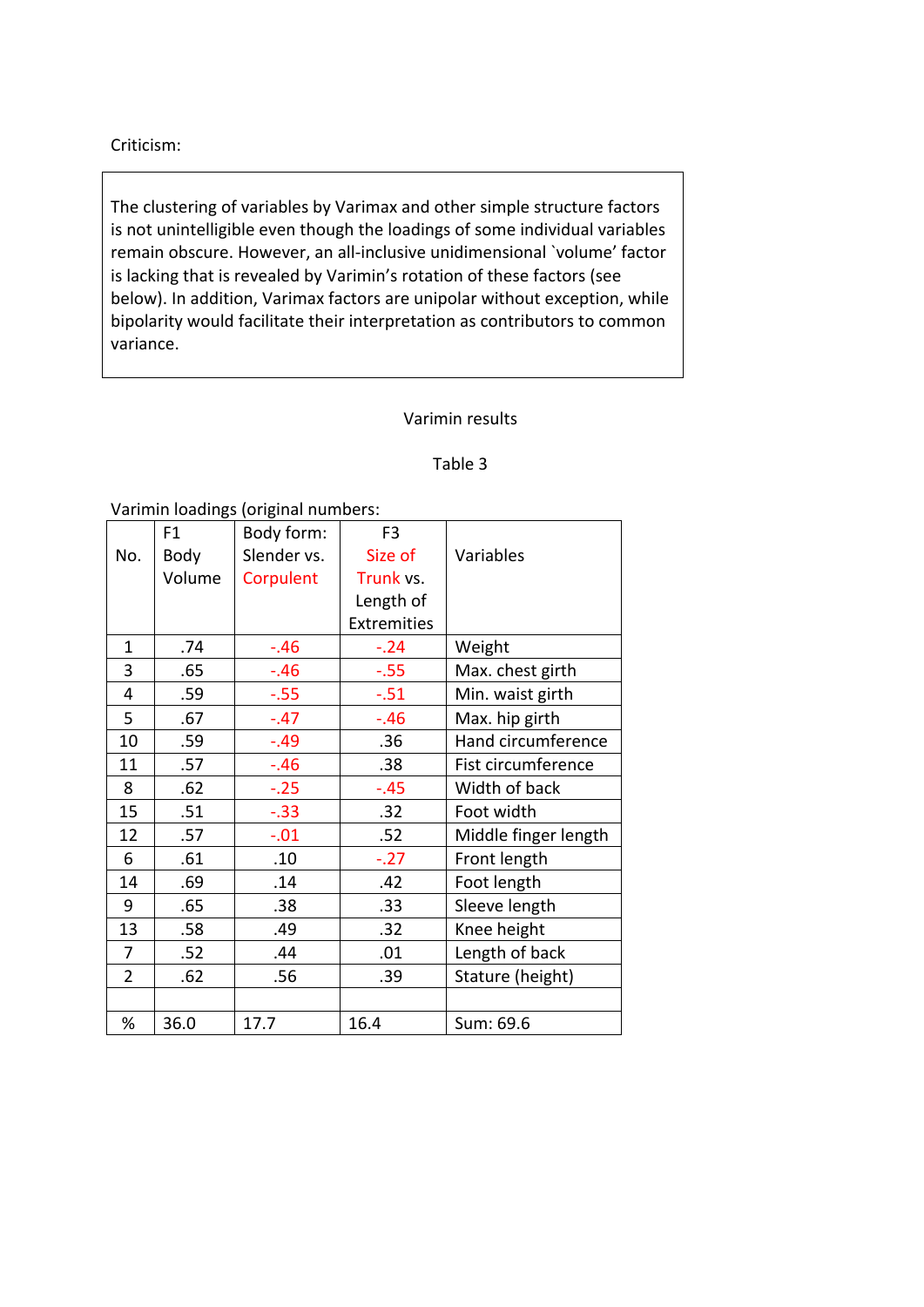Criticism:

> The clustering of variables by Varimax and other simple structure factors is not unintelligible even though the loadings of some individual variables remain obscure. However, an all-inclusive unidimensional `volume' factor is lacking that is revealed by Varimin's rotation of these factors (see below). In addition, Varimax factors are unipolar without exception, while bipolarity would facilitate their interpretation as contributors to common variance.

Varimin results

Table 3

Varimin loadings (original numbers:

| No. | F1 Body Volume | Body form: Slender vs. Corpulent | F3 Size of Trunk vs. Length of Extremities | Variables |
|---|---|---|---|---|
| 1 | .74 | -.46 | -.24 | Weight |
| 3 | .65 | -.46 | -.55 | Max. chest girth |
| 4 | .59 | -.55 | -.51 | Min. waist girth |
| 5 | .67 | -.47 | -.46 | Max. hip girth |
| 10 | .59 | -.49 | .36 | Hand circumference |
| 11 | .57 | -.46 | .38 | Fist circumference |
| 8 | .62 | -.25 | -.45 | Width of back |
| 15 | .51 | -.33 | .32 | Foot width |
| 12 | .57 | -.01 | .52 | Middle finger length |
| 6 | .61 | .10 | -.27 | Front length |
| 14 | .69 | .14 | .42 | Foot length |
| 9 | .65 | .38 | .33 | Sleeve length |
| 13 | .58 | .49 | .32 | Knee height |
| 7 | .52 | .44 | .01 | Length of back |
| 2 | .62 | .56 | .39 | Stature (height) |
| | | | | |
| % | 36.0 | 17.7 | 16.4 | Sum: 69.6 |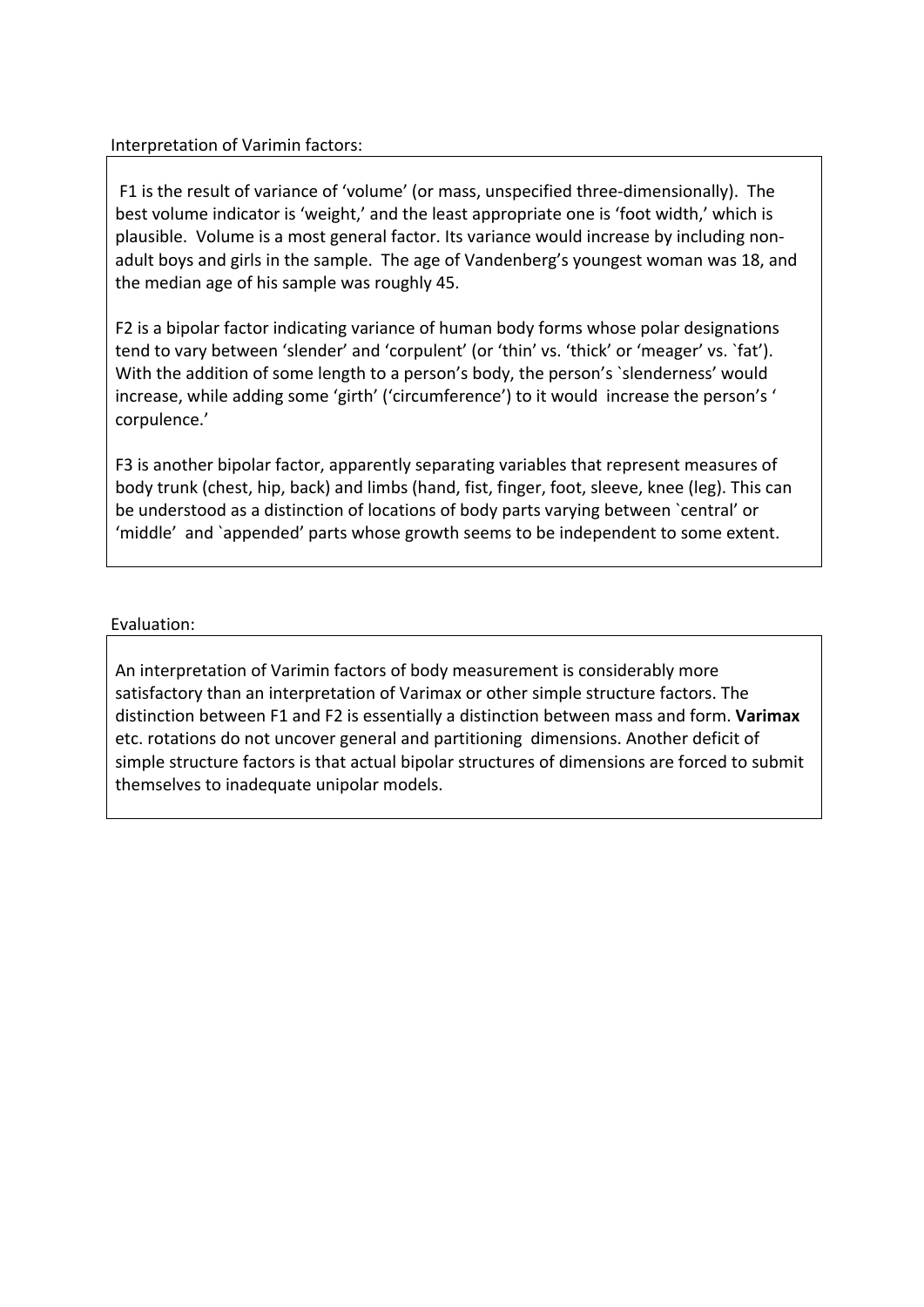Interpretation of Varimin factors:

F1 is the result of variance of 'volume' (or mass, unspecified three-dimensionally). The best volume indicator is 'weight,' and the least appropriate one is 'foot width,' which is plausible. Volume is a most general factor. Its variance would increase by including non-adult boys and girls in the sample. The age of Vandenberg's youngest woman was 18, and the median age of his sample was roughly 45.

F2 is a bipolar factor indicating variance of human body forms whose polar designations tend to vary between 'slender' and 'corpulent' (or 'thin' vs. 'thick' or 'meager' vs. `fat'). With the addition of some length to a person's body, the person's `slenderness' would increase, while adding some 'girth' ('circumference') to it would increase the person's ' corpulence.'

F3 is another bipolar factor, apparently separating variables that represent measures of body trunk (chest, hip, back) and limbs (hand, fist, finger, foot, sleeve, knee (leg). This can be understood as a distinction of locations of body parts varying between `central' or 'middle' and `appended' parts whose growth seems to be independent to some extent.

Evaluation:

An interpretation of Varimin factors of body measurement is considerably more satisfactory than an interpretation of Varimax or other simple structure factors. The distinction between F1 and F2 is essentially a distinction between mass and form. **Varimax** etc. rotations do not uncover general and partitioning dimensions. Another deficit of simple structure factors is that actual bipolar structures of dimensions are forced to submit themselves to inadequate unipolar models.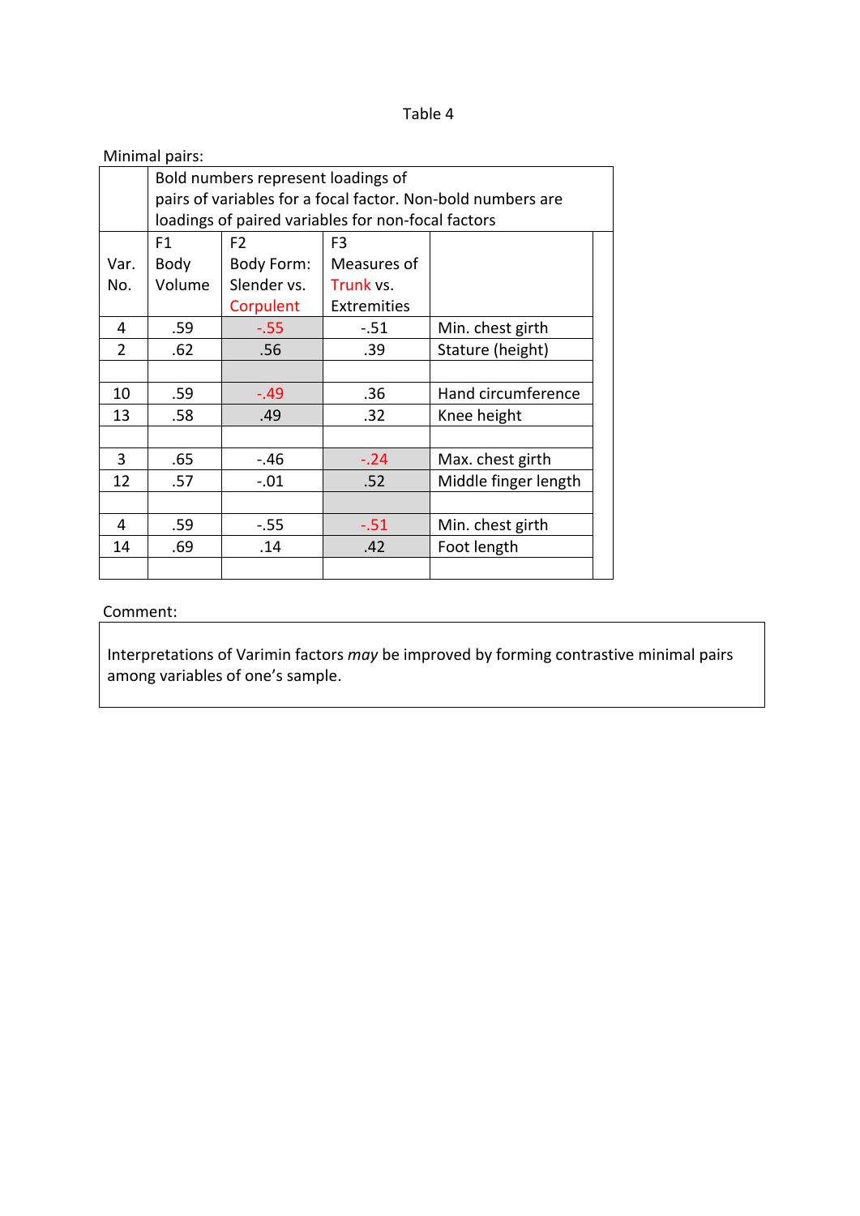Table 4

Minimal pairs:

| Var. No. | F1 Body Volume | F2 Body Form: Slender vs. Corpulent | F3 Measures of Trunk vs. Extremities | |
|---|---|---|---|---|
| | Bold numbers represent loadings of pairs of variables for a focal factor. Non-bold numbers are loadings of paired variables for non-focal factors | | | |
| 4 | .59 | -.55 | -.51 | Min. chest girth |
| 2 | .62 | .56 | .39 | Stature (height) |
| | | | | |
| 10 | .59 | -.49 | .36 | Hand circumference |
| 13 | .58 | .49 | .32 | Knee height |
| | | | | |
| 3 | .65 | -.46 | -.24 | Max. chest girth |
| 12 | .57 | -.01 | .52 | Middle finger length |
| | | | | |
| 4 | .59 | -.55 | -.51 | Min. chest girth |
| 14 | .69 | .14 | .42 | Foot length |
| | | | | |

Comment:

Interpretations of Varimin factors *may* be improved by forming contrastive minimal pairs among variables of one's sample.